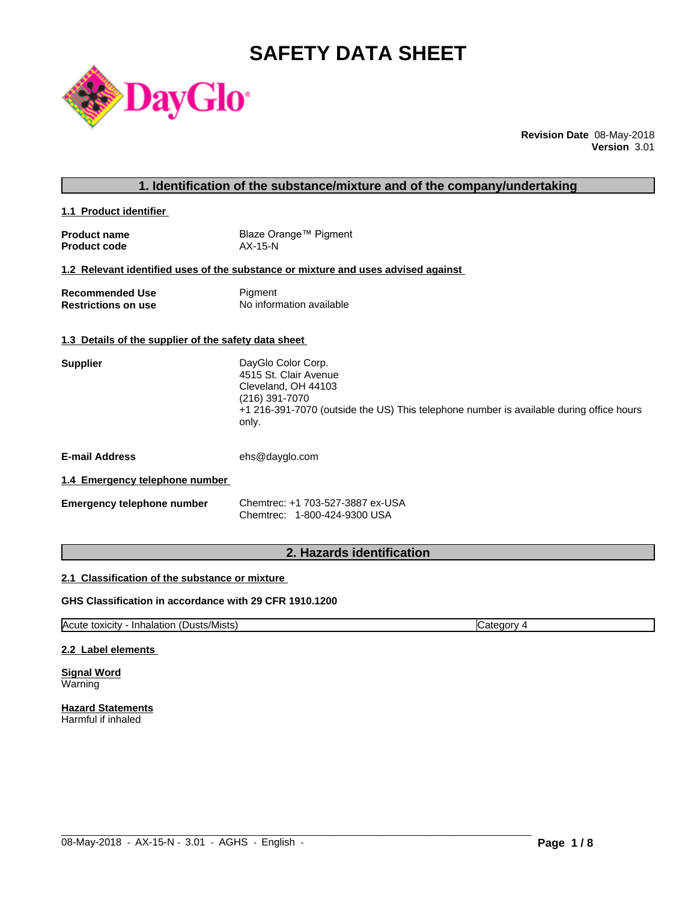# SAFETY DATA SHEET

**Revision Date** 08-May-2018
**Version** 3.01

## 1. Identification of the substance/mixture and of the company/undertaking

### 1.1 Product identifier

| | |
|---|---|
| **Product name** | Blaze Orange™ Pigment |
| **Product code** | AX-15-N |

### 1.2 Relevant identified uses of the substance or mixture and uses advised against

| | |
|---|---|
| **Recommended Use** | Pigment |
| **Restrictions on use** | No information available |

### 1.3 Details of the supplier of the safety data sheet

**Supplier**
DayGlo Color Corp.
4515 St. Clair Avenue
Cleveland, OH 44103
(216) 391-7070
+1 216-391-7070 (outside the US) This telephone number is available during office hours only.

**E-mail Address** ehs@dayglo.com

### 1.4 Emergency telephone number

**Emergency telephone number**
Chemtrec: +1 703-527-3887 ex-USA
Chemtrec: 1-800-424-9300 USA

## 2. Hazards identification

### 2.1 Classification of the substance or mixture

**GHS Classification in accordance with 29 CFR 1910.1200**

| | |
|---|---|
| Acute toxicity - Inhalation (Dusts/Mists) | Category 4 |

### 2.2 Label elements

**Signal Word**
Warning

**Hazard Statements**
Harmful if inhaled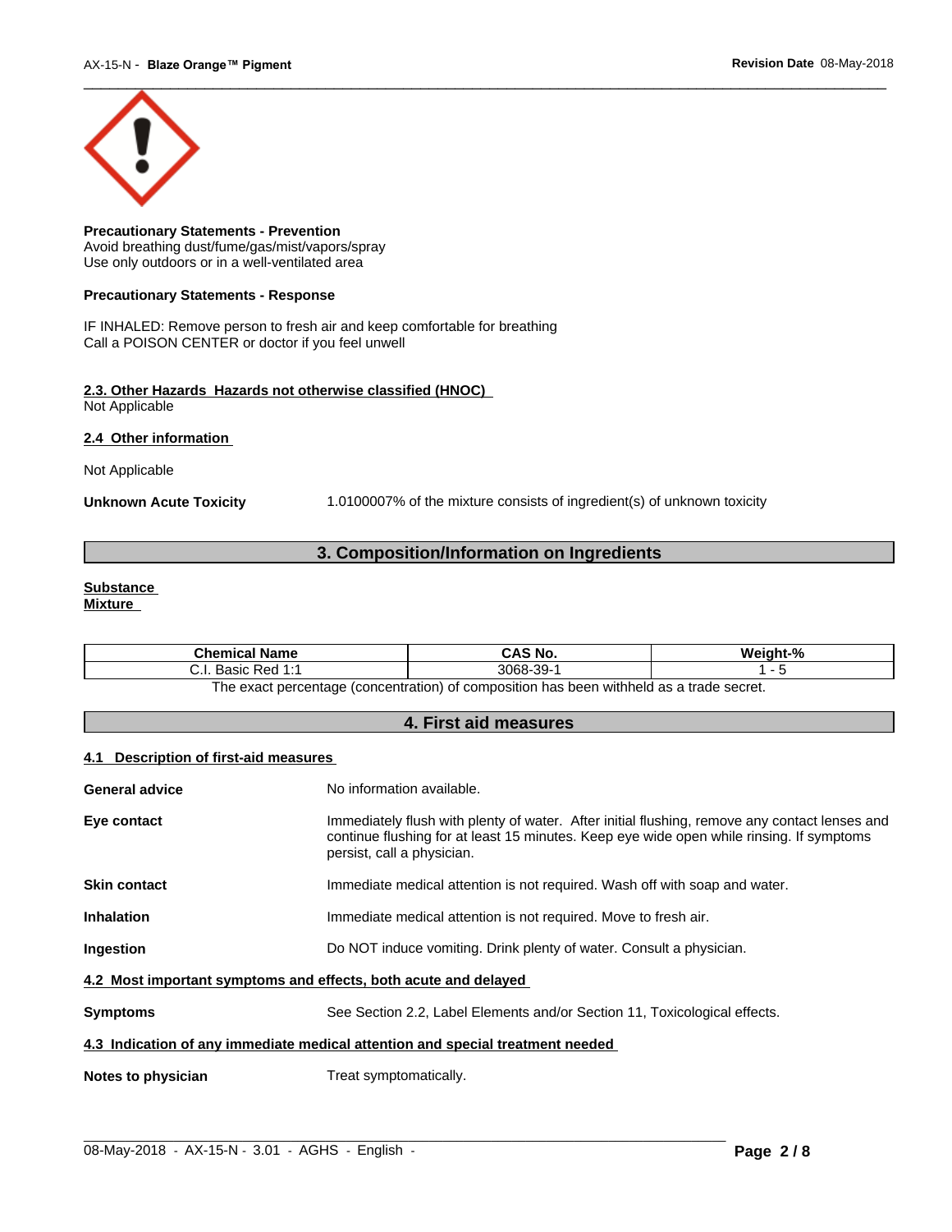**Precautionary Statements - Prevention**
Avoid breathing dust/fume/gas/mist/vapors/spray
Use only outdoors or in a well-ventilated area

**Precautionary Statements - Response**

IF INHALED: Remove person to fresh air and keep comfortable for breathing
Call a POISON CENTER or doctor if you feel unwell

**2.3. Other Hazards Hazards not otherwise classified (HNOC)**
Not Applicable

**2.4 Other information**

Not Applicable

**Unknown Acute Toxicity** 1.0100007% of the mixture consists of ingredient(s) of unknown toxicity

## 3. Composition/Information on Ingredients

**Substance**
**Mixture**

| Chemical Name | CAS No. | Weight-% |
|---|---|---|
| C.I. Basic Red 1:1 | 3068-39-1 | 1 - 5 |

The exact percentage (concentration) of composition has been withheld as a trade secret.

## 4. First aid measures

**4.1 Description of first-aid measures**

**General advice** No information available.

**Eye contact** Immediately flush with plenty of water. After initial flushing, remove any contact lenses and continue flushing for at least 15 minutes. Keep eye wide open while rinsing. If symptoms persist, call a physician.

**Skin contact** Immediate medical attention is not required. Wash off with soap and water.

**Inhalation** Immediate medical attention is not required. Move to fresh air.

**Ingestion** Do NOT induce vomiting. Drink plenty of water. Consult a physician.

**4.2 Most important symptoms and effects, both acute and delayed**

**Symptoms** See Section 2.2, Label Elements and/or Section 11, Toxicological effects.

**4.3 Indication of any immediate medical attention and special treatment needed**

**Notes to physician** Treat symptomatically.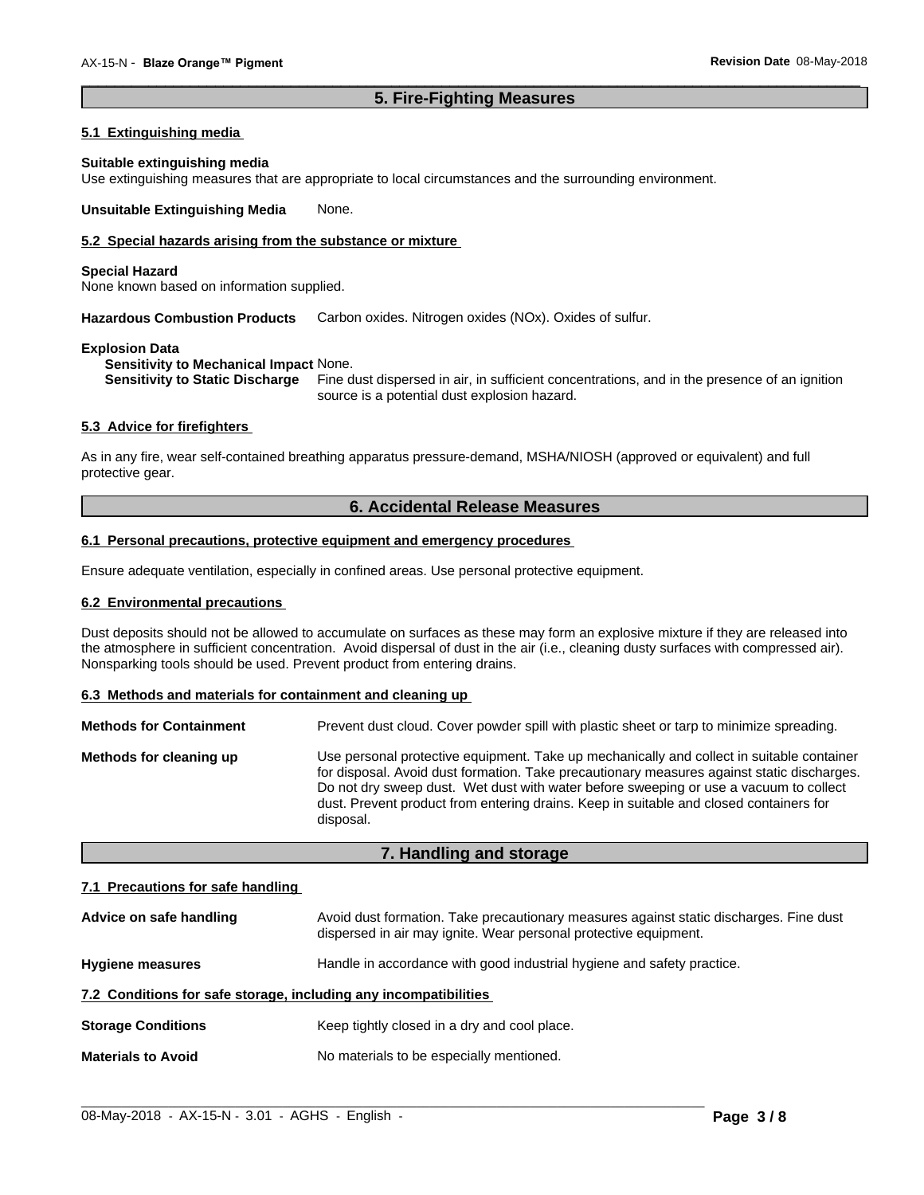## 5. Fire-Fighting Measures

### 5.1 Extinguishing media

**Suitable extinguishing media**
Use extinguishing measures that are appropriate to local circumstances and the surrounding environment.

**Unsuitable Extinguishing Media** None.

### 5.2 Special hazards arising from the substance or mixture

**Special Hazard**
None known based on information supplied.

**Hazardous Combustion Products** Carbon oxides. Nitrogen oxides (NOx). Oxides of sulfur.

**Explosion Data**
**Sensitivity to Mechanical Impact** None.
**Sensitivity to Static Discharge** Fine dust dispersed in air, in sufficient concentrations, and in the presence of an ignition source is a potential dust explosion hazard.

### 5.3 Advice for firefighters

As in any fire, wear self-contained breathing apparatus pressure-demand, MSHA/NIOSH (approved or equivalent) and full protective gear.

## 6. Accidental Release Measures

### 6.1 Personal precautions, protective equipment and emergency procedures

Ensure adequate ventilation, especially in confined areas. Use personal protective equipment.

### 6.2 Environmental precautions

Dust deposits should not be allowed to accumulate on surfaces as these may form an explosive mixture if they are released into the atmosphere in sufficient concentration. Avoid dispersal of dust in the air (i.e., cleaning dusty surfaces with compressed air). Nonsparking tools should be used. Prevent product from entering drains.

### 6.3 Methods and materials for containment and cleaning up

**Methods for Containment** Prevent dust cloud. Cover powder spill with plastic sheet or tarp to minimize spreading.

**Methods for cleaning up** Use personal protective equipment. Take up mechanically and collect in suitable container for disposal. Avoid dust formation. Take precautionary measures against static discharges. Do not dry sweep dust. Wet dust with water before sweeping or use a vacuum to collect dust. Prevent product from entering drains. Keep in suitable and closed containers for disposal.

## 7. Handling and storage

### 7.1 Precautions for safe handling

**Advice on safe handling** Avoid dust formation. Take precautionary measures against static discharges. Fine dust dispersed in air may ignite. Wear personal protective equipment.

**Hygiene measures** Handle in accordance with good industrial hygiene and safety practice.

### 7.2 Conditions for safe storage, including any incompatibilities

**Storage Conditions** Keep tightly closed in a dry and cool place.

**Materials to Avoid** No materials to be especially mentioned.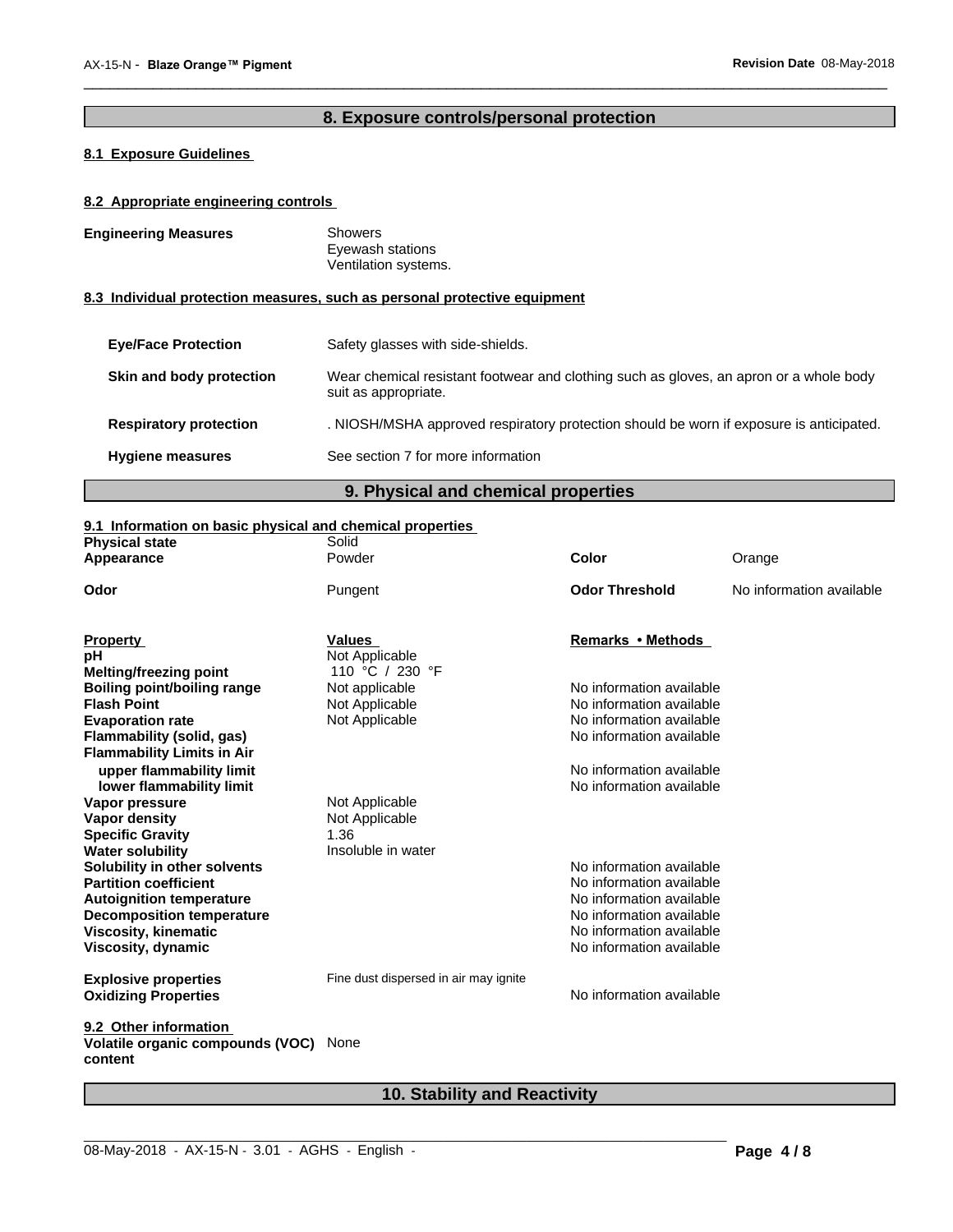## 8. Exposure controls/personal protection

### 8.1 Exposure Guidelines

### 8.2 Appropriate engineering controls

**Engineering Measures**
Showers
Eyewash stations
Ventilation systems.

### 8.3 Individual protection measures, such as personal protective equipment

| | |
|---|---|
| **Eye/Face Protection** | Safety glasses with side-shields. |
| **Skin and body protection** | Wear chemical resistant footwear and clothing such as gloves, an apron or a whole body suit as appropriate. |
| **Respiratory protection** | . NIOSH/MSHA approved respiratory protection should be worn if exposure is anticipated. |
| **Hygiene measures** | See section 7 for more information |

## 9. Physical and chemical properties

### 9.1 Information on basic physical and chemical properties

| | | | |
|---|---|---|---|
| **Physical state** | Solid | | |
| **Appearance** | Powder | **Color** | Orange |
| **Odor** | Pungent | **Odor Threshold** | No information available |

| **Property** | **Values** | **Remarks • Methods** |
|---|---|---|
| **pH** | Not Applicable | |
| **Melting/freezing point** | 110 °C / 230 °F | |
| **Boiling point/boiling range** | Not applicable | No information available |
| **Flash Point** | Not Applicable | No information available |
| **Evaporation rate** | Not Applicable | No information available |
| **Flammability (solid, gas)** | | No information available |
| **Flammability Limits in Air** | | |
| **upper flammability limit** | | No information available |
| **lower flammability limit** | | No information available |
| **Vapor pressure** | Not Applicable | |
| **Vapor density** | Not Applicable | |
| **Specific Gravity** | 1.36 | |
| **Water solubility** | Insoluble in water | |
| **Solubility in other solvents** | | No information available |
| **Partition coefficient** | | No information available |
| **Autoignition temperature** | | No information available |
| **Decomposition temperature** | | No information available |
| **Viscosity, kinematic** | | No information available |
| **Viscosity, dynamic** | | No information available |
| **Explosive properties** | Fine dust dispersed in air may ignite | |
| **Oxidizing Properties** | | No information available |

### 9.2 Other information

**Volatile organic compounds (VOC) content** None

## 10. Stability and Reactivity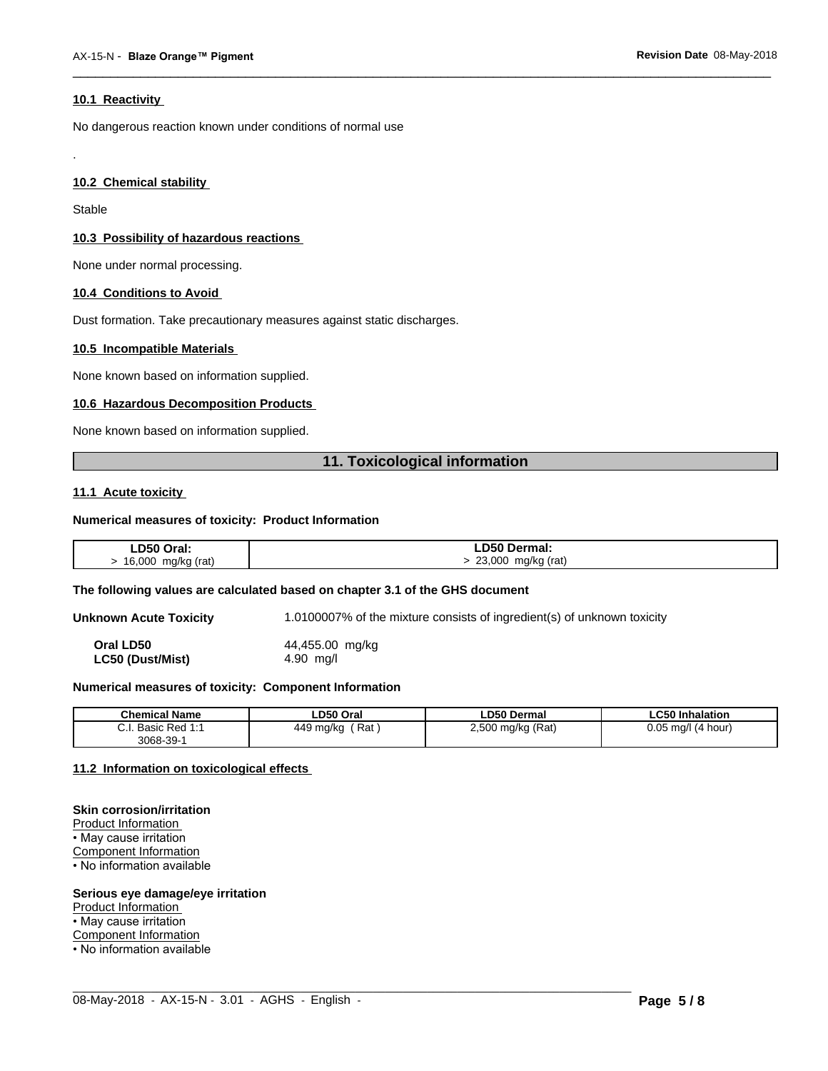### 10.1 Reactivity

No dangerous reaction known under conditions of normal use

.

### 10.2 Chemical stability

Stable

### 10.3 Possibility of hazardous reactions

None under normal processing.

### 10.4 Conditions to Avoid

Dust formation. Take precautionary measures against static discharges.

### 10.5 Incompatible Materials

None known based on information supplied.

### 10.6 Hazardous Decomposition Products

None known based on information supplied.

## 11. Toxicological information

### 11.1 Acute toxicity

**Numerical measures of toxicity: Product Information**

| LD50 Oral: | LD50 Dermal: |
|---|---|
| > 16,000 mg/kg (rat) | > 23,000 mg/kg (rat) |

**The following values are calculated based on chapter 3.1 of the GHS document**

**Unknown Acute Toxicity** 1.0100007% of the mixture consists of ingredient(s) of unknown toxicity

| | |
|---|---|
| **Oral LD50** | 44,455.00 mg/kg |
| **LC50 (Dust/Mist)** | 4.90 mg/l |

**Numerical measures of toxicity: Component Information**

| Chemical Name | LD50 Oral | LD50 Dermal | LC50 Inhalation |
|---|---|---|---|
| C.I. Basic Red 1:1 3068-39-1 | 449 mg/kg ( Rat ) | 2,500 mg/kg (Rat) | 0.05 mg/l (4 hour) |

### 11.2 Information on toxicological effects

**Skin corrosion/irritation**
Product Information
• May cause irritation
Component Information
• No information available

**Serious eye damage/eye irritation**
Product Information
• May cause irritation
Component Information
• No information available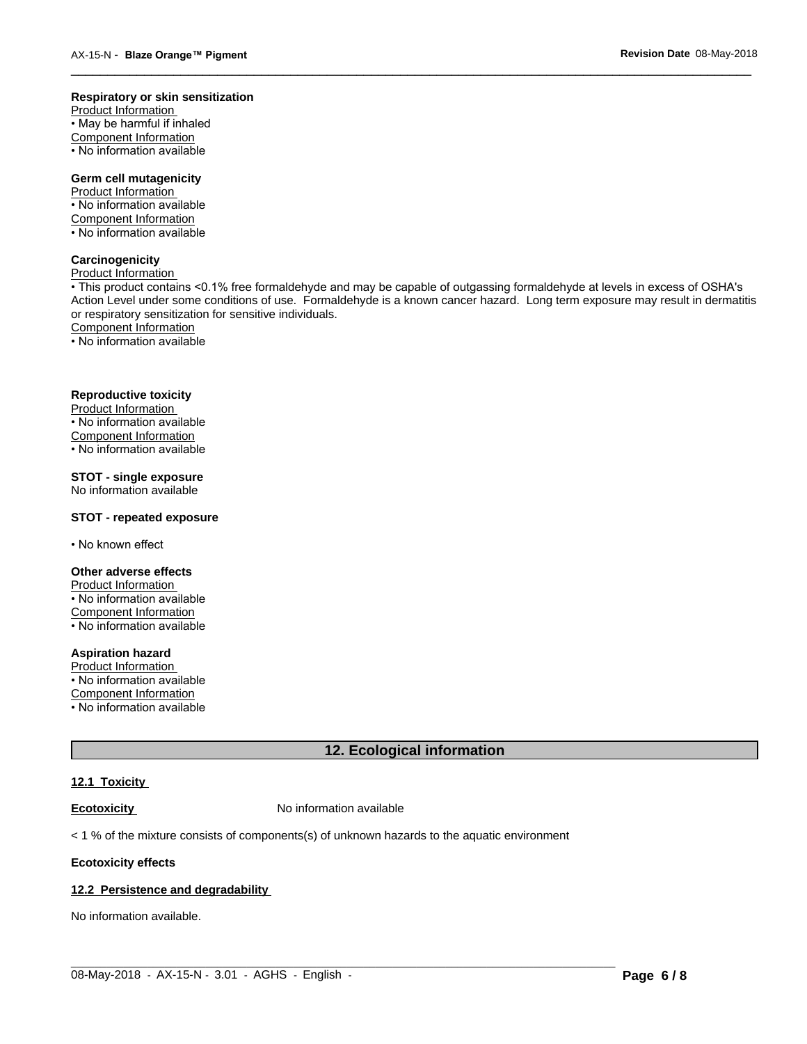**Respiratory or skin sensitization**

Product Information

• May be harmful if inhaled

Component Information

• No information available

**Germ cell mutagenicity**

Product Information

• No information available

Component Information

• No information available

**Carcinogenicity**

Product Information

• This product contains <0.1% free formaldehyde and may be capable of outgassing formaldehyde at levels in excess of OSHA's Action Level under some conditions of use. Formaldehyde is a known cancer hazard. Long term exposure may result in dermatitis or respiratory sensitization for sensitive individuals.

Component Information

• No information available

**Reproductive toxicity**

Product Information

• No information available

Component Information

• No information available

**STOT - single exposure**

No information available

**STOT - repeated exposure**

• No known effect

**Other adverse effects**

Product Information

• No information available

Component Information

• No information available

**Aspiration hazard**

Product Information

• No information available

Component Information

• No information available

## 12. Ecological information

### 12.1 Toxicity

**Ecotoxicity** No information available

< 1 % of the mixture consists of components(s) of unknown hazards to the aquatic environment

**Ecotoxicity effects**

### 12.2 Persistence and degradability

No information available.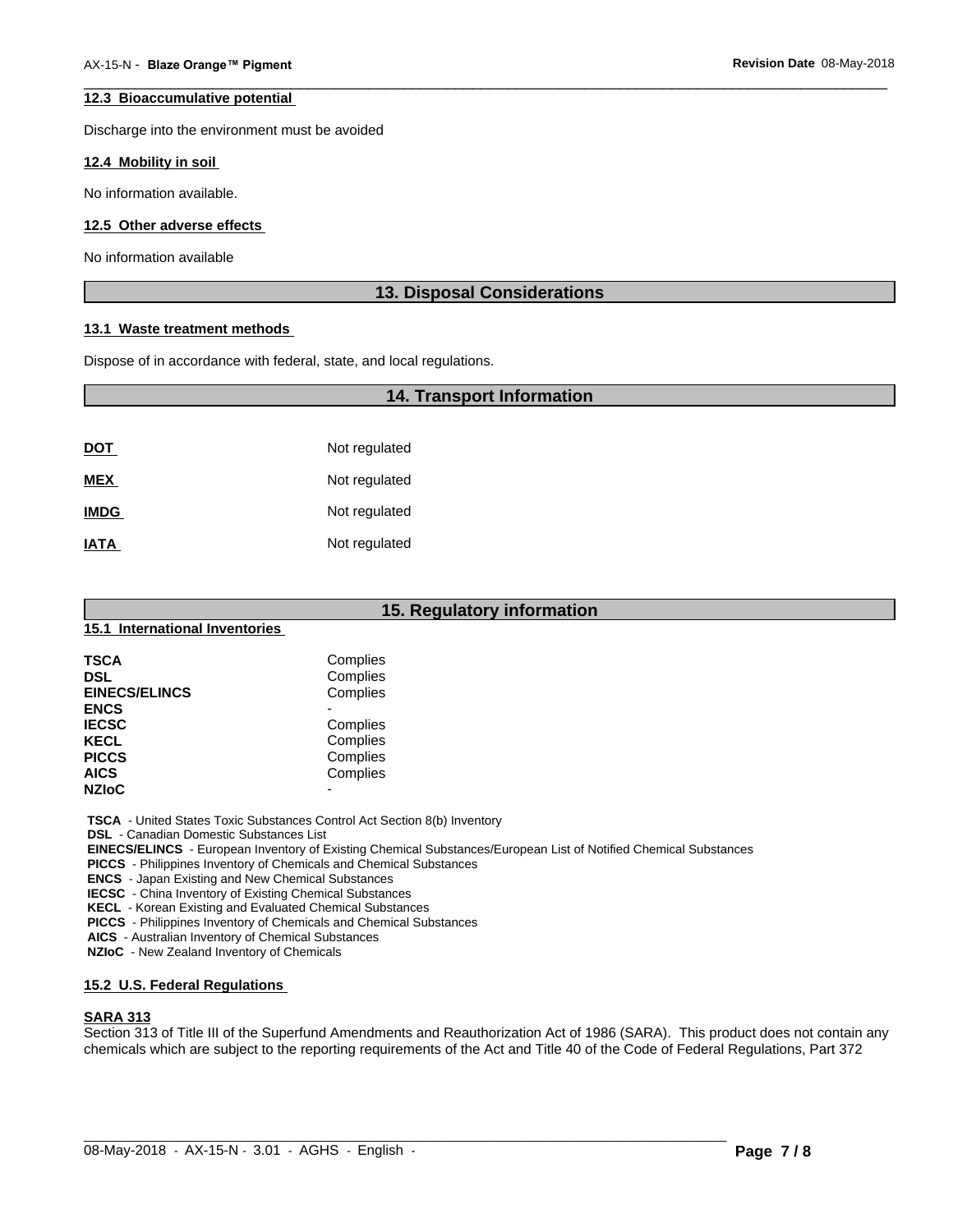#### 12.3 Bioaccumulative potential

Discharge into the environment must be avoided

#### 12.4 Mobility in soil

No information available.

#### 12.5 Other adverse effects

No information available

## 13. Disposal Considerations

#### 13.1 Waste treatment methods

Dispose of in accordance with federal, state, and local regulations.

## 14. Transport Information

| | |
|---|---|
| **DOT** | Not regulated |
| **MEX** | Not regulated |
| **IMDG** | Not regulated |
| **IATA** | Not regulated |

## 15. Regulatory information

#### 15.1 International Inventories

| | |
|---|---|
| **TSCA** | Complies |
| **DSL** | Complies |
| **EINECS/ELINCS** | Complies |
| **ENCS** | - |
| **IECSC** | Complies |
| **KECL** | Complies |
| **PICCS** | Complies |
| **AICS** | Complies |
| **NZIoC** | - |

**TSCA** - United States Toxic Substances Control Act Section 8(b) Inventory
**DSL** - Canadian Domestic Substances List
**EINECS/ELINCS** - European Inventory of Existing Chemical Substances/European List of Notified Chemical Substances
**PICCS** - Philippines Inventory of Chemicals and Chemical Substances
**ENCS** - Japan Existing and New Chemical Substances
**IECSC** - China Inventory of Existing Chemical Substances
**KECL** - Korean Existing and Evaluated Chemical Substances
**PICCS** - Philippines Inventory of Chemicals and Chemical Substances
**AICS** - Australian Inventory of Chemical Substances
**NZIoC** - New Zealand Inventory of Chemicals

#### 15.2 U.S. Federal Regulations

**SARA 313**

Section 313 of Title III of the Superfund Amendments and Reauthorization Act of 1986 (SARA). This product does not contain any chemicals which are subject to the reporting requirements of the Act and Title 40 of the Code of Federal Regulations, Part 372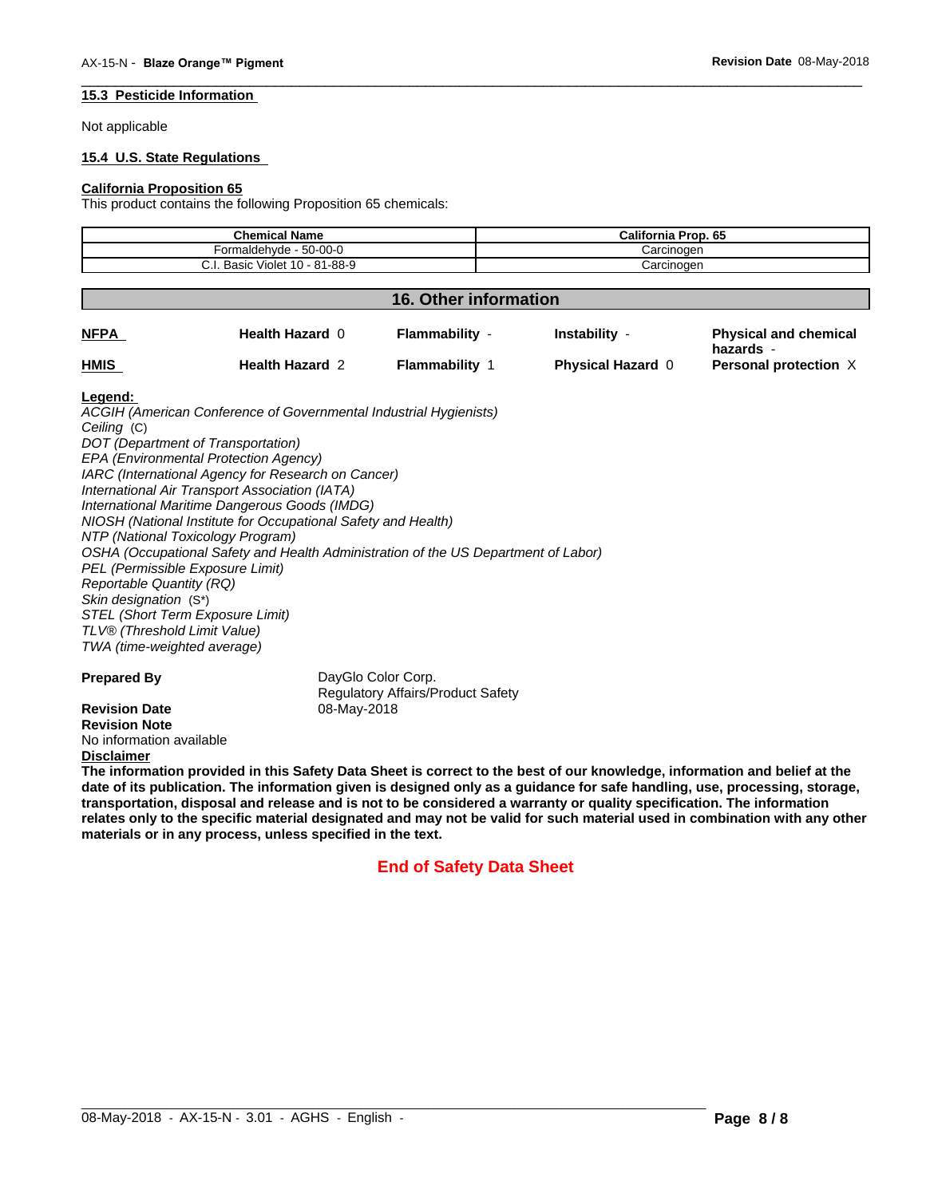### 15.3 Pesticide Information

Not applicable

### 15.4 U.S. State Regulations

**California Proposition 65**

This product contains the following Proposition 65 chemicals:

| Chemical Name | California Prop. 65 |
| --- | --- |
| Formaldehyde - 50-00-0 | Carcinogen |
| C.I. Basic Violet 10 - 81-88-9 | Carcinogen |

## 16. Other information

| | | | | |
| --- | --- | --- | --- | --- |
| **NFPA** | **Health Hazard** 0 | **Flammability** - | **Instability** - | **Physical and chemical hazards** - |
| **HMIS** | **Health Hazard** 2 | **Flammability** 1 | **Physical Hazard** 0 | **Personal protection** X |

**Legend:**

*ACGIH (American Conference of Governmental Industrial Hygienists)*
*Ceiling* (C)
*DOT (Department of Transportation)*
*EPA (Environmental Protection Agency)*
*IARC (International Agency for Research on Cancer)*
*International Air Transport Association (IATA)*
*International Maritime Dangerous Goods (IMDG)*
*NIOSH (National Institute for Occupational Safety and Health)*
*NTP (National Toxicology Program)*
*OSHA (Occupational Safety and Health Administration of the US Department of Labor)*
*PEL (Permissible Exposure Limit)*
*Reportable Quantity (RQ)*
*Skin designation* (S*)
*STEL (Short Term Exposure Limit)*
*TLV® (Threshold Limit Value)*
*TWA (time-weighted average)*

**Prepared By** DayGlo Color Corp.
Regulatory Affairs/Product Safety

**Revision Date** 08-May-2018

**Revision Note**

No information available

**Disclaimer**

**The information provided in this Safety Data Sheet is correct to the best of our knowledge, information and belief at the date of its publication. The information given is designed only as a guidance for safe handling, use, processing, storage, transportation, disposal and release and is not to be considered a warranty or quality specification. The information relates only to the specific material designated and may not be valid for such material used in combination with any other materials or in any process, unless specified in the text.**

**End of Safety Data Sheet**